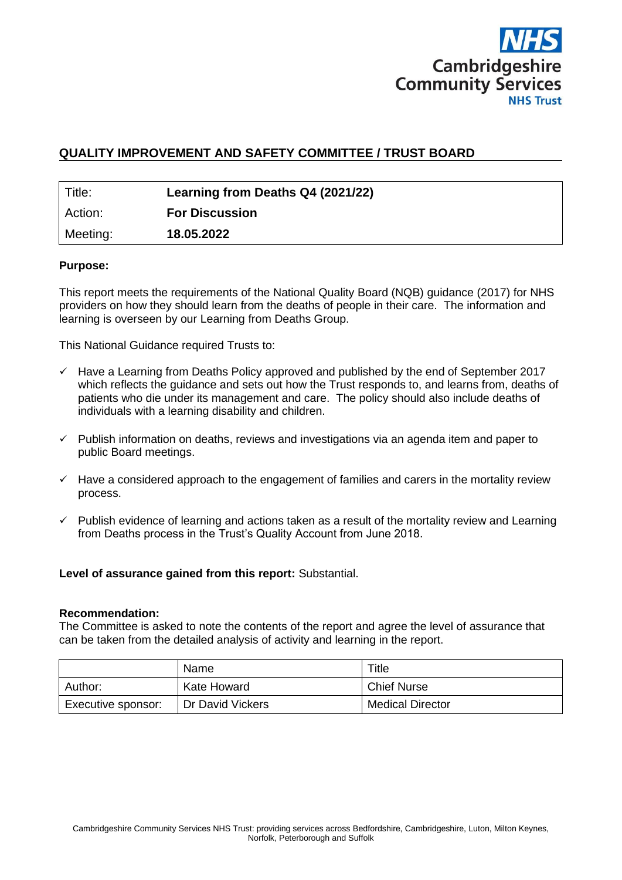# QUALITY IMPROVEMENT AND SAFETY COMMITTEE / TRUST BOARD

| | |
|---|---|
| Title: | **Learning from Deaths Q4 (2021/22)** |
| Action: | **For Discussion** |
| Meeting: | **18.05.2022** |

**Purpose:**

This report meets the requirements of the National Quality Board (NQB) guidance (2017) for NHS providers on how they should learn from the deaths of people in their care. The information and learning is overseen by our Learning from Deaths Group.

This National Guidance required Trusts to:

- ✓ Have a Learning from Deaths Policy approved and published by the end of September 2017 which reflects the guidance and sets out how the Trust responds to, and learns from, deaths of patients who die under its management and care. The policy should also include deaths of individuals with a learning disability and children.
- ✓ Publish information on deaths, reviews and investigations via an agenda item and paper to public Board meetings.
- ✓ Have a considered approach to the engagement of families and carers in the mortality review process.
- ✓ Publish evidence of learning and actions taken as a result of the mortality review and Learning from Deaths process in the Trust's Quality Account from June 2018.

**Level of assurance gained from this report:** Substantial.

**Recommendation:**
The Committee is asked to note the contents of the report and agree the level of assurance that can be taken from the detailed analysis of activity and learning in the report.

| | Name | Title |
|---|---|---|
| Author: | Kate Howard | Chief Nurse |
| Executive sponsor: | Dr David Vickers | Medical Director |

Cambridgeshire Community Services NHS Trust: providing services across Bedfordshire, Cambridgeshire, Luton, Milton Keynes, Norfolk, Peterborough and Suffolk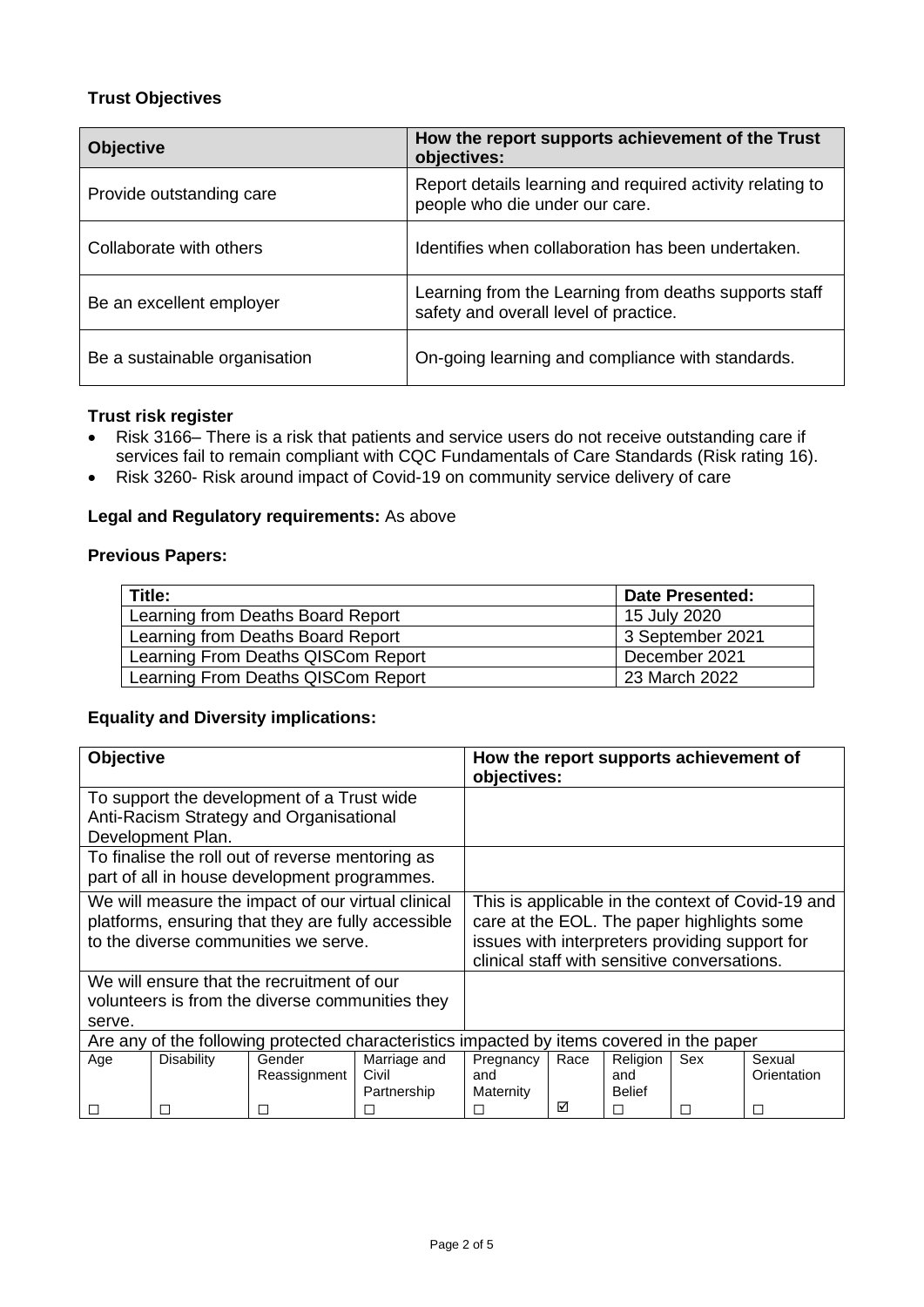**Trust Objectives**

| Objective | How the report supports achievement of the Trust objectives: |
|---|---|
| Provide outstanding care | Report details learning and required activity relating to people who die under our care. |
| Collaborate with others | Identifies when collaboration has been undertaken. |
| Be an excellent employer | Learning from the Learning from deaths supports staff safety and overall level of practice. |
| Be a sustainable organisation | On-going learning and compliance with standards. |

**Trust risk register**

- Risk 3166– There is a risk that patients and service users do not receive outstanding care if services fail to remain compliant with CQC Fundamentals of Care Standards (Risk rating 16).
- Risk 3260- Risk around impact of Covid-19 on community service delivery of care

**Legal and Regulatory requirements:** As above

**Previous Papers:**

| Title: | Date Presented: |
|---|---|
| Learning from Deaths Board Report | 15 July 2020 |
| Learning from Deaths Board Report | 3 September 2021 |
| Learning From Deaths QISCom Report | December 2021 |
| Learning From Deaths QISCom Report | 23 March 2022 |

**Equality and Diversity implications:**

| Objective | How the report supports achievement of objectives: |
|---|---|
| To support the development of a Trust wide Anti-Racism Strategy and Organisational Development Plan. | |
| To finalise the roll out of reverse mentoring as part of all in house development programmes. | |
| We will measure the impact of our virtual clinical platforms, ensuring that they are fully accessible to the diverse communities we serve. | This is applicable in the context of Covid-19 and care at the EOL. The paper highlights some issues with interpreters providing support for clinical staff with sensitive conversations. |
| We will ensure that the recruitment of our volunteers is from the diverse communities they serve. | |

Are any of the following protected characteristics impacted by items covered in the paper

| Age | Disability | Gender Reassignment | Marriage and Civil Partnership | Pregnancy and Maternity | Race | Religion and Belief | Sex | Sexual Orientation |
|---|---|---|---|---|---|---|---|---|
| ☐ | ☐ | ☐ | ☐ | ☐ | ☑ | ☐ | ☐ | ☐ |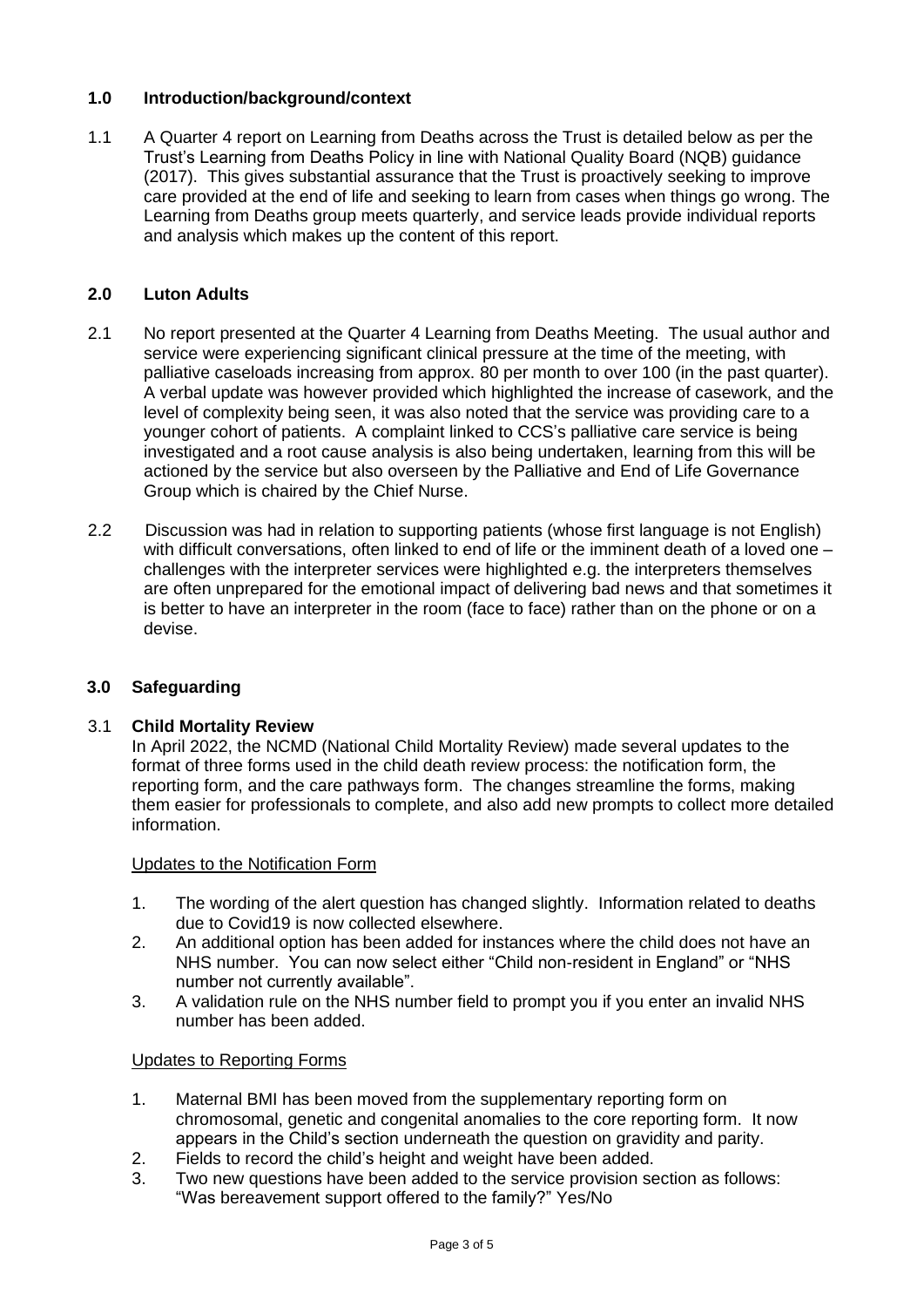## 1.0 Introduction/background/context

1.1 A Quarter 4 report on Learning from Deaths across the Trust is detailed below as per the Trust's Learning from Deaths Policy in line with National Quality Board (NQB) guidance (2017). This gives substantial assurance that the Trust is proactively seeking to improve care provided at the end of life and seeking to learn from cases when things go wrong. The Learning from Deaths group meets quarterly, and service leads provide individual reports and analysis which makes up the content of this report.

## 2.0 Luton Adults

2.1 No report presented at the Quarter 4 Learning from Deaths Meeting. The usual author and service were experiencing significant clinical pressure at the time of the meeting, with palliative caseloads increasing from approx. 80 per month to over 100 (in the past quarter). A verbal update was however provided which highlighted the increase of casework, and the level of complexity being seen, it was also noted that the service was providing care to a younger cohort of patients. A complaint linked to CCS's palliative care service is being investigated and a root cause analysis is also being undertaken, learning from this will be actioned by the service but also overseen by the Palliative and End of Life Governance Group which is chaired by the Chief Nurse.

2.2 Discussion was had in relation to supporting patients (whose first language is not English) with difficult conversations, often linked to end of life or the imminent death of a loved one – challenges with the interpreter services were highlighted e.g. the interpreters themselves are often unprepared for the emotional impact of delivering bad news and that sometimes it is better to have an interpreter in the room (face to face) rather than on the phone or on a devise.

## 3.0 Safeguarding

### 3.1 Child Mortality Review

In April 2022, the NCMD (National Child Mortality Review) made several updates to the format of three forms used in the child death review process: the notification form, the reporting form, and the care pathways form. The changes streamline the forms, making them easier for professionals to complete, and also add new prompts to collect more detailed information.

Updates to the Notification Form

1. The wording of the alert question has changed slightly. Information related to deaths due to Covid19 is now collected elsewhere.
2. An additional option has been added for instances where the child does not have an NHS number. You can now select either "Child non-resident in England" or "NHS number not currently available".
3. A validation rule on the NHS number field to prompt you if you enter an invalid NHS number has been added.

Updates to Reporting Forms

1. Maternal BMI has been moved from the supplementary reporting form on chromosomal, genetic and congenital anomalies to the core reporting form. It now appears in the Child's section underneath the question on gravidity and parity.
2. Fields to record the child's height and weight have been added.
3. Two new questions have been added to the service provision section as follows: "Was bereavement support offered to the family?" Yes/No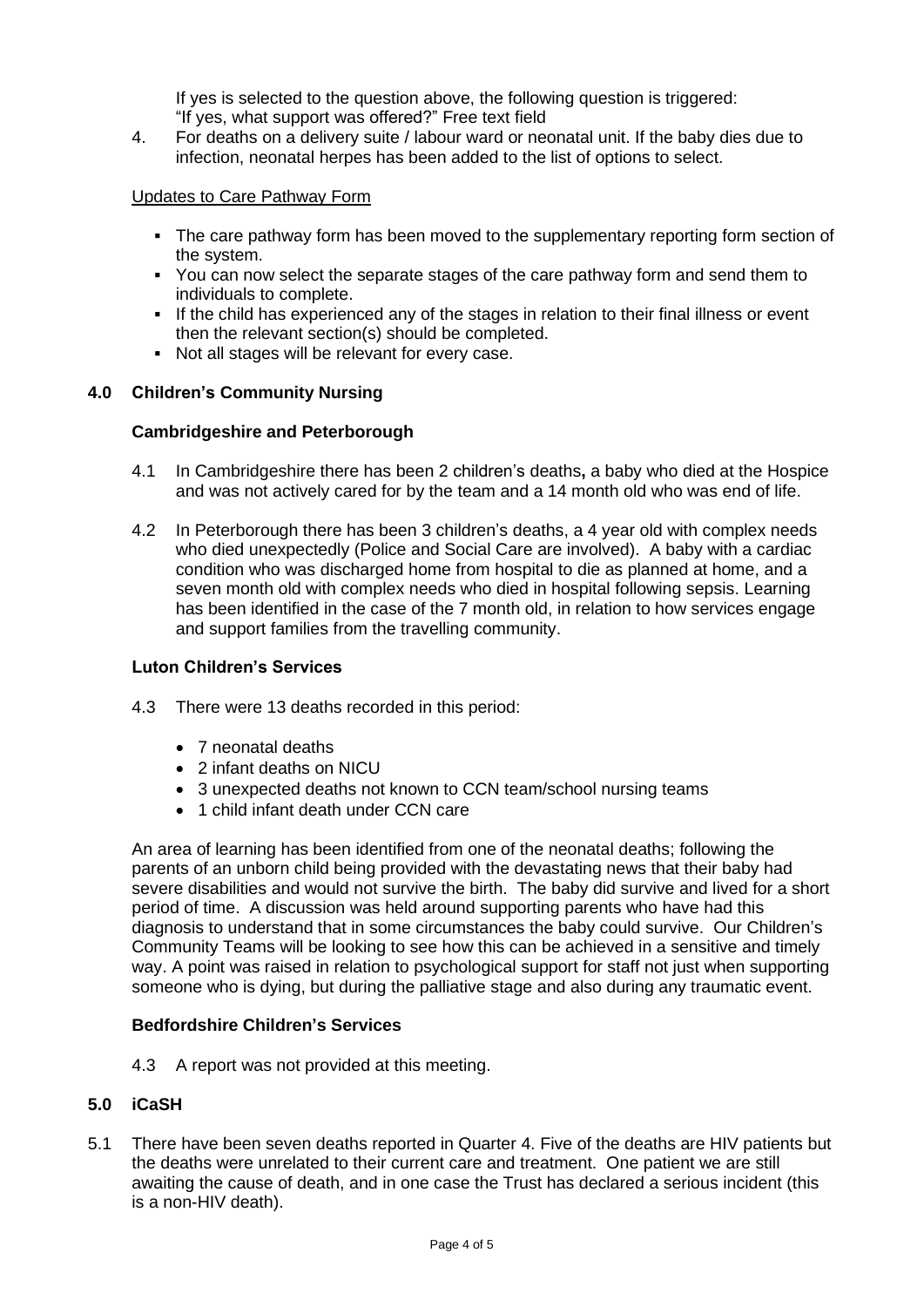If yes is selected to the question above, the following question is triggered: "If yes, what support was offered?" Free text field

4. For deaths on a delivery suite / labour ward or neonatal unit. If the baby dies due to infection, neonatal herpes has been added to the list of options to select.

Updates to Care Pathway Form

- The care pathway form has been moved to the supplementary reporting form section of the system.
- You can now select the separate stages of the care pathway form and send them to individuals to complete.
- If the child has experienced any of the stages in relation to their final illness or event then the relevant section(s) should be completed.
- Not all stages will be relevant for every case.

## 4.0 Children's Community Nursing

### Cambridgeshire and Peterborough

4.1 In Cambridgeshire there has been 2 children's deaths**,** a baby who died at the Hospice and was not actively cared for by the team and a 14 month old who was end of life.

4.2 In Peterborough there has been 3 children's deaths, a 4 year old with complex needs who died unexpectedly (Police and Social Care are involved). A baby with a cardiac condition who was discharged home from hospital to die as planned at home, and a seven month old with complex needs who died in hospital following sepsis. Learning has been identified in the case of the 7 month old, in relation to how services engage and support families from the travelling community.

### Luton Children's Services

4.3 There were 13 deaths recorded in this period:

- 7 neonatal deaths
- 2 infant deaths on NICU
- 3 unexpected deaths not known to CCN team/school nursing teams
- 1 child infant death under CCN care

An area of learning has been identified from one of the neonatal deaths; following the parents of an unborn child being provided with the devastating news that their baby had severe disabilities and would not survive the birth. The baby did survive and lived for a short period of time. A discussion was held around supporting parents who have had this diagnosis to understand that in some circumstances the baby could survive. Our Children's Community Teams will be looking to see how this can be achieved in a sensitive and timely way. A point was raised in relation to psychological support for staff not just when supporting someone who is dying, but during the palliative stage and also during any traumatic event.

### Bedfordshire Children's Services

4.3 A report was not provided at this meeting.

## 5.0 iCaSH

5.1 There have been seven deaths reported in Quarter 4. Five of the deaths are HIV patients but the deaths were unrelated to their current care and treatment. One patient we are still awaiting the cause of death, and in one case the Trust has declared a serious incident (this is a non-HIV death).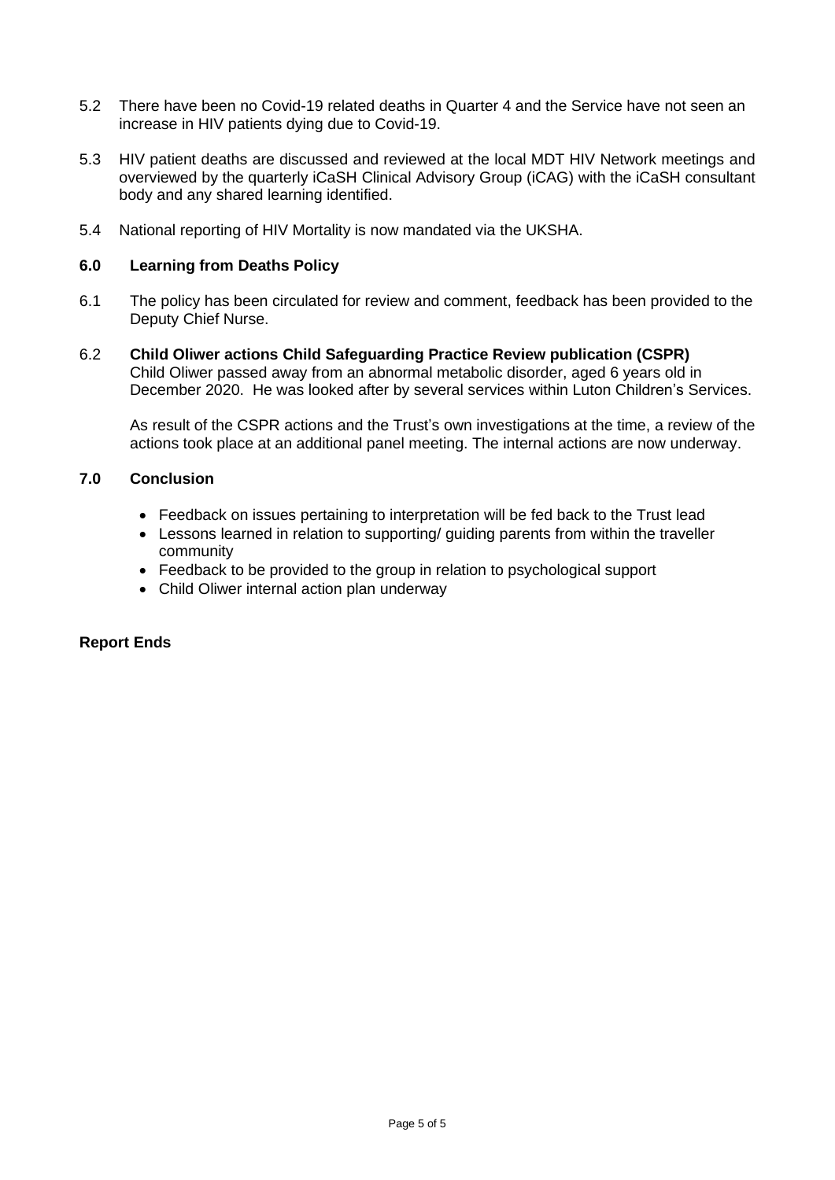5.2 There have been no Covid-19 related deaths in Quarter 4 and the Service have not seen an increase in HIV patients dying due to Covid-19.

5.3 HIV patient deaths are discussed and reviewed at the local MDT HIV Network meetings and overviewed by the quarterly iCaSH Clinical Advisory Group (iCAG) with the iCaSH consultant body and any shared learning identified.

5.4 National reporting of HIV Mortality is now mandated via the UKSHA.

## 6.0 Learning from Deaths Policy

6.1 The policy has been circulated for review and comment, feedback has been provided to the Deputy Chief Nurse.

6.2 **Child Oliwer actions Child Safeguarding Practice Review publication (CSPR)**
Child Oliwer passed away from an abnormal metabolic disorder, aged 6 years old in December 2020. He was looked after by several services within Luton Children's Services.

As result of the CSPR actions and the Trust's own investigations at the time, a review of the actions took place at an additional panel meeting. The internal actions are now underway.

## 7.0 Conclusion

- Feedback on issues pertaining to interpretation will be fed back to the Trust lead
- Lessons learned in relation to supporting/ guiding parents from within the traveller community
- Feedback to be provided to the group in relation to psychological support
- Child Oliwer internal action plan underway

**Report Ends**